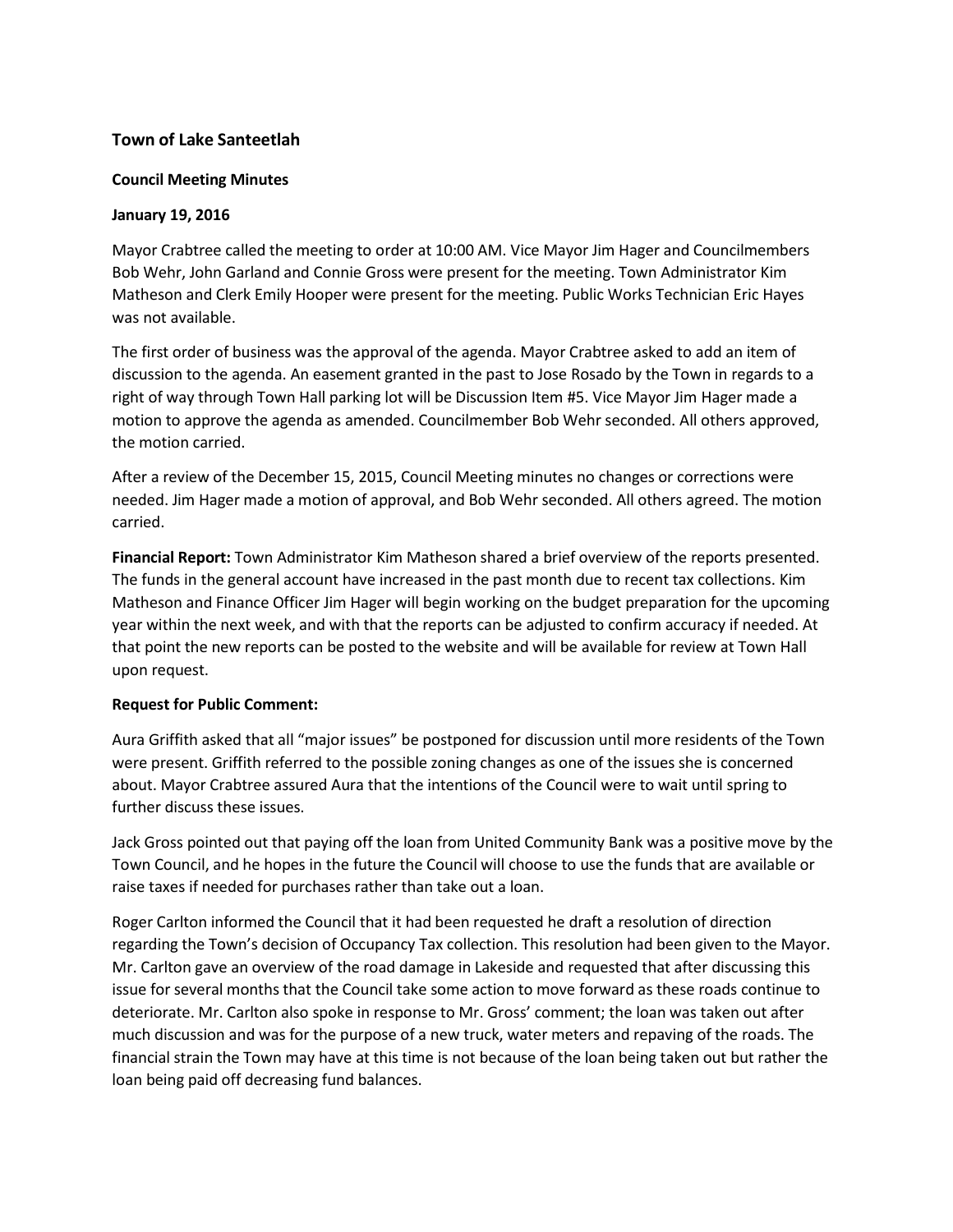### Town of Lake Santeetlah

**Council Meeting Minutes**

**January 19, 2016**

Mayor Crabtree called the meeting to order at 10:00 AM. Vice Mayor Jim Hager and Councilmembers Bob Wehr, John Garland and Connie Gross were present for the meeting. Town Administrator Kim Matheson and Clerk Emily Hooper were present for the meeting. Public Works Technician Eric Hayes was not available.

The first order of business was the approval of the agenda. Mayor Crabtree asked to add an item of discussion to the agenda. An easement granted in the past to Jose Rosado by the Town in regards to a right of way through Town Hall parking lot will be Discussion Item #5. Vice Mayor Jim Hager made a motion to approve the agenda as amended. Councilmember Bob Wehr seconded. All others approved, the motion carried.

After a review of the December 15, 2015, Council Meeting minutes no changes or corrections were needed. Jim Hager made a motion of approval, and Bob Wehr seconded. All others agreed. The motion carried.

**Financial Report:** Town Administrator Kim Matheson shared a brief overview of the reports presented. The funds in the general account have increased in the past month due to recent tax collections. Kim Matheson and Finance Officer Jim Hager will begin working on the budget preparation for the upcoming year within the next week, and with that the reports can be adjusted to confirm accuracy if needed. At that point the new reports can be posted to the website and will be available for review at Town Hall upon request.

**Request for Public Comment:**

Aura Griffith asked that all "major issues" be postponed for discussion until more residents of the Town were present. Griffith referred to the possible zoning changes as one of the issues she is concerned about. Mayor Crabtree assured Aura that the intentions of the Council were to wait until spring to further discuss these issues.

Jack Gross pointed out that paying off the loan from United Community Bank was a positive move by the Town Council, and he hopes in the future the Council will choose to use the funds that are available or raise taxes if needed for purchases rather than take out a loan.

Roger Carlton informed the Council that it had been requested he draft a resolution of direction regarding the Town's decision of Occupancy Tax collection. This resolution had been given to the Mayor. Mr. Carlton gave an overview of the road damage in Lakeside and requested that after discussing this issue for several months that the Council take some action to move forward as these roads continue to deteriorate. Mr. Carlton also spoke in response to Mr. Gross' comment; the loan was taken out after much discussion and was for the purpose of a new truck, water meters and repaving of the roads. The financial strain the Town may have at this time is not because of the loan being taken out but rather the loan being paid off decreasing fund balances.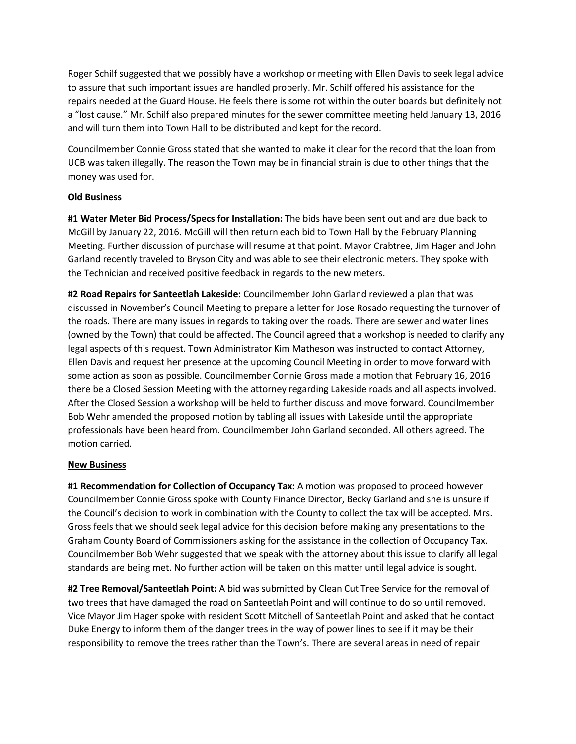Roger Schilf suggested that we possibly have a workshop or meeting with Ellen Davis to seek legal advice to assure that such important issues are handled properly. Mr. Schilf offered his assistance for the repairs needed at the Guard House. He feels there is some rot within the outer boards but definitely not a "lost cause." Mr. Schilf also prepared minutes for the sewer committee meeting held January 13, 2016 and will turn them into Town Hall to be distributed and kept for the record.

Councilmember Connie Gross stated that she wanted to make it clear for the record that the loan from UCB was taken illegally. The reason the Town may be in financial strain is due to other things that the money was used for.

**Old Business**

**#1 Water Meter Bid Process/Specs for Installation:** The bids have been sent out and are due back to McGill by January 22, 2016. McGill will then return each bid to Town Hall by the February Planning Meeting. Further discussion of purchase will resume at that point. Mayor Crabtree, Jim Hager and John Garland recently traveled to Bryson City and was able to see their electronic meters. They spoke with the Technician and received positive feedback in regards to the new meters.

**#2 Road Repairs for Santeetlah Lakeside:** Councilmember John Garland reviewed a plan that was discussed in November's Council Meeting to prepare a letter for Jose Rosado requesting the turnover of the roads. There are many issues in regards to taking over the roads. There are sewer and water lines (owned by the Town) that could be affected. The Council agreed that a workshop is needed to clarify any legal aspects of this request. Town Administrator Kim Matheson was instructed to contact Attorney, Ellen Davis and request her presence at the upcoming Council Meeting in order to move forward with some action as soon as possible. Councilmember Connie Gross made a motion that February 16, 2016 there be a Closed Session Meeting with the attorney regarding Lakeside roads and all aspects involved. After the Closed Session a workshop will be held to further discuss and move forward. Councilmember Bob Wehr amended the proposed motion by tabling all issues with Lakeside until the appropriate professionals have been heard from. Councilmember John Garland seconded. All others agreed. The motion carried.

**New Business**

**#1 Recommendation for Collection of Occupancy Tax:** A motion was proposed to proceed however Councilmember Connie Gross spoke with County Finance Director, Becky Garland and she is unsure if the Council's decision to work in combination with the County to collect the tax will be accepted. Mrs. Gross feels that we should seek legal advice for this decision before making any presentations to the Graham County Board of Commissioners asking for the assistance in the collection of Occupancy Tax. Councilmember Bob Wehr suggested that we speak with the attorney about this issue to clarify all legal standards are being met. No further action will be taken on this matter until legal advice is sought.

**#2 Tree Removal/Santeetlah Point:** A bid was submitted by Clean Cut Tree Service for the removal of two trees that have damaged the road on Santeetlah Point and will continue to do so until removed. Vice Mayor Jim Hager spoke with resident Scott Mitchell of Santeetlah Point and asked that he contact Duke Energy to inform them of the danger trees in the way of power lines to see if it may be their responsibility to remove the trees rather than the Town's. There are several areas in need of repair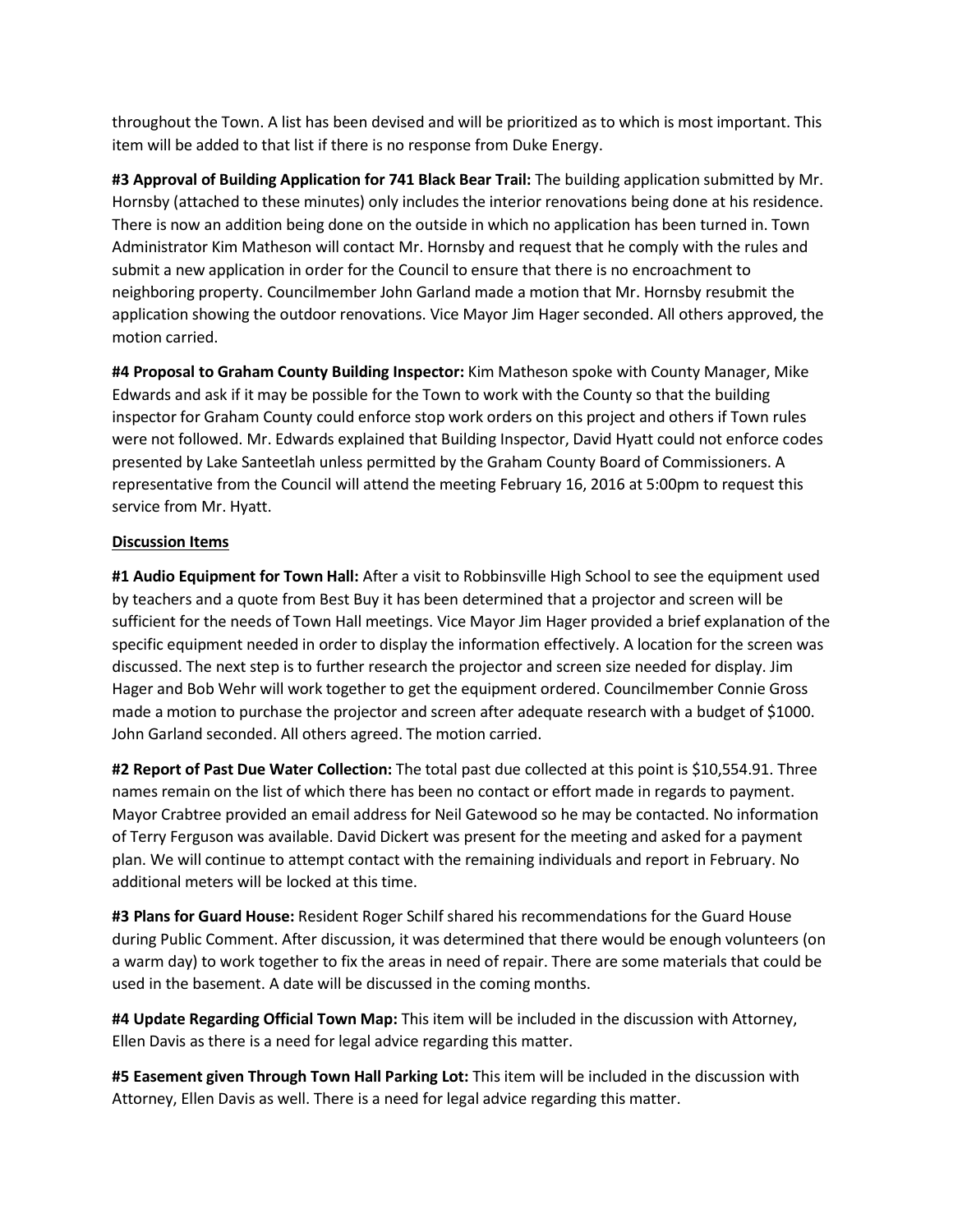throughout the Town. A list has been devised and will be prioritized as to which is most important. This item will be added to that list if there is no response from Duke Energy.

**#3 Approval of Building Application for 741 Black Bear Trail:** The building application submitted by Mr. Hornsby (attached to these minutes) only includes the interior renovations being done at his residence. There is now an addition being done on the outside in which no application has been turned in. Town Administrator Kim Matheson will contact Mr. Hornsby and request that he comply with the rules and submit a new application in order for the Council to ensure that there is no encroachment to neighboring property. Councilmember John Garland made a motion that Mr. Hornsby resubmit the application showing the outdoor renovations. Vice Mayor Jim Hager seconded. All others approved, the motion carried.

**#4 Proposal to Graham County Building Inspector:** Kim Matheson spoke with County Manager, Mike Edwards and ask if it may be possible for the Town to work with the County so that the building inspector for Graham County could enforce stop work orders on this project and others if Town rules were not followed. Mr. Edwards explained that Building Inspector, David Hyatt could not enforce codes presented by Lake Santeetlah unless permitted by the Graham County Board of Commissioners. A representative from the Council will attend the meeting February 16, 2016 at 5:00pm to request this service from Mr. Hyatt.

**Discussion Items**

**#1 Audio Equipment for Town Hall:** After a visit to Robbinsville High School to see the equipment used by teachers and a quote from Best Buy it has been determined that a projector and screen will be sufficient for the needs of Town Hall meetings. Vice Mayor Jim Hager provided a brief explanation of the specific equipment needed in order to display the information effectively. A location for the screen was discussed. The next step is to further research the projector and screen size needed for display. Jim Hager and Bob Wehr will work together to get the equipment ordered. Councilmember Connie Gross made a motion to purchase the projector and screen after adequate research with a budget of $1000. John Garland seconded. All others agreed. The motion carried.

**#2 Report of Past Due Water Collection:** The total past due collected at this point is $10,554.91. Three names remain on the list of which there has been no contact or effort made in regards to payment. Mayor Crabtree provided an email address for Neil Gatewood so he may be contacted. No information of Terry Ferguson was available. David Dickert was present for the meeting and asked for a payment plan. We will continue to attempt contact with the remaining individuals and report in February. No additional meters will be locked at this time.

**#3 Plans for Guard House:** Resident Roger Schilf shared his recommendations for the Guard House during Public Comment. After discussion, it was determined that there would be enough volunteers (on a warm day) to work together to fix the areas in need of repair. There are some materials that could be used in the basement. A date will be discussed in the coming months.

**#4 Update Regarding Official Town Map:** This item will be included in the discussion with Attorney, Ellen Davis as there is a need for legal advice regarding this matter.

**#5 Easement given Through Town Hall Parking Lot:** This item will be included in the discussion with Attorney, Ellen Davis as well. There is a need for legal advice regarding this matter.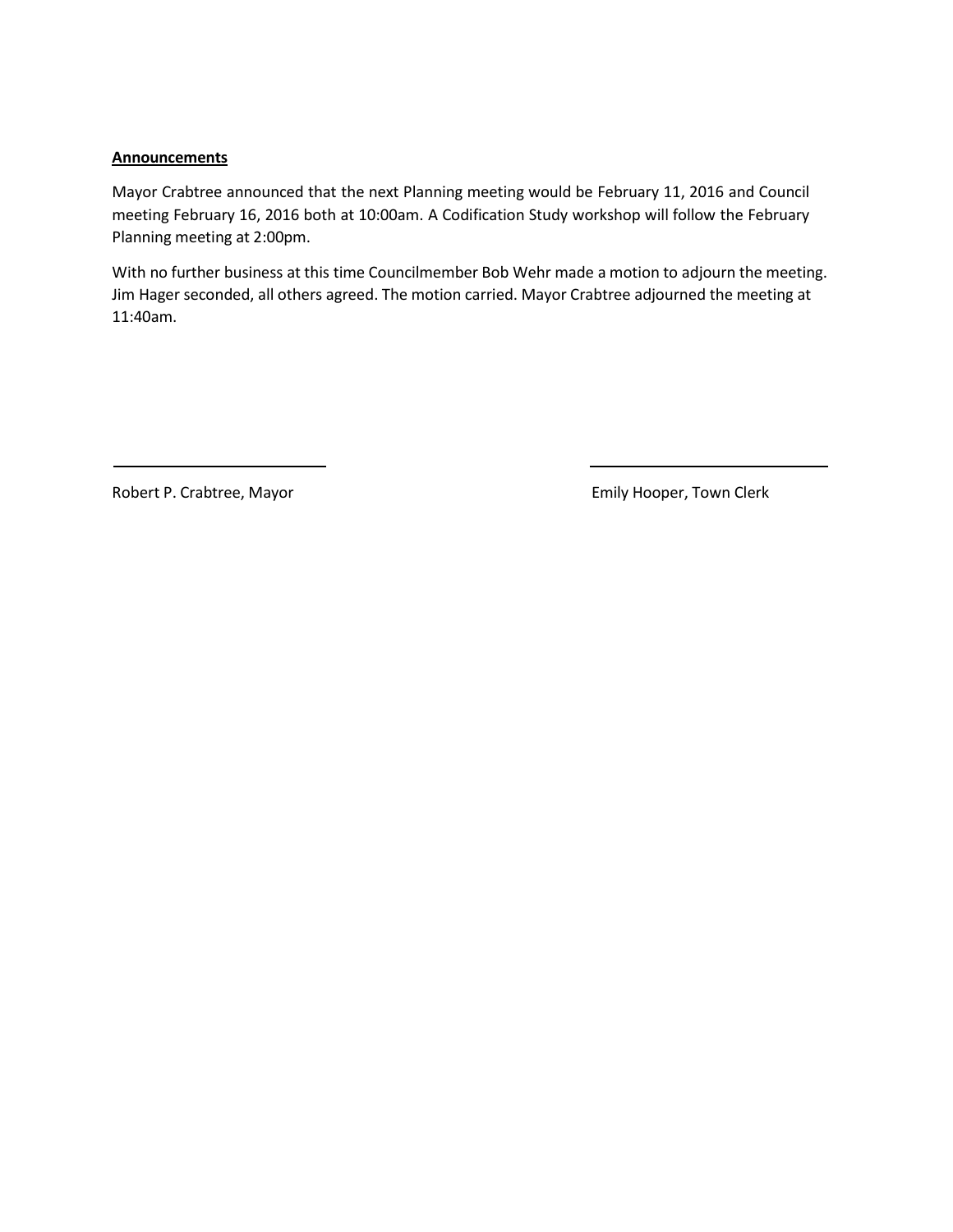**Announcements**

Mayor Crabtree announced that the next Planning meeting would be February 11, 2016 and Council meeting February 16, 2016 both at 10:00am. A Codification Study workshop will follow the February Planning meeting at 2:00pm.

With no further business at this time Councilmember Bob Wehr made a motion to adjourn the meeting. Jim Hager seconded, all others agreed. The motion carried. Mayor Crabtree adjourned the meeting at 11:40am.

Robert P. Crabtree, Mayor

Emily Hooper, Town Clerk